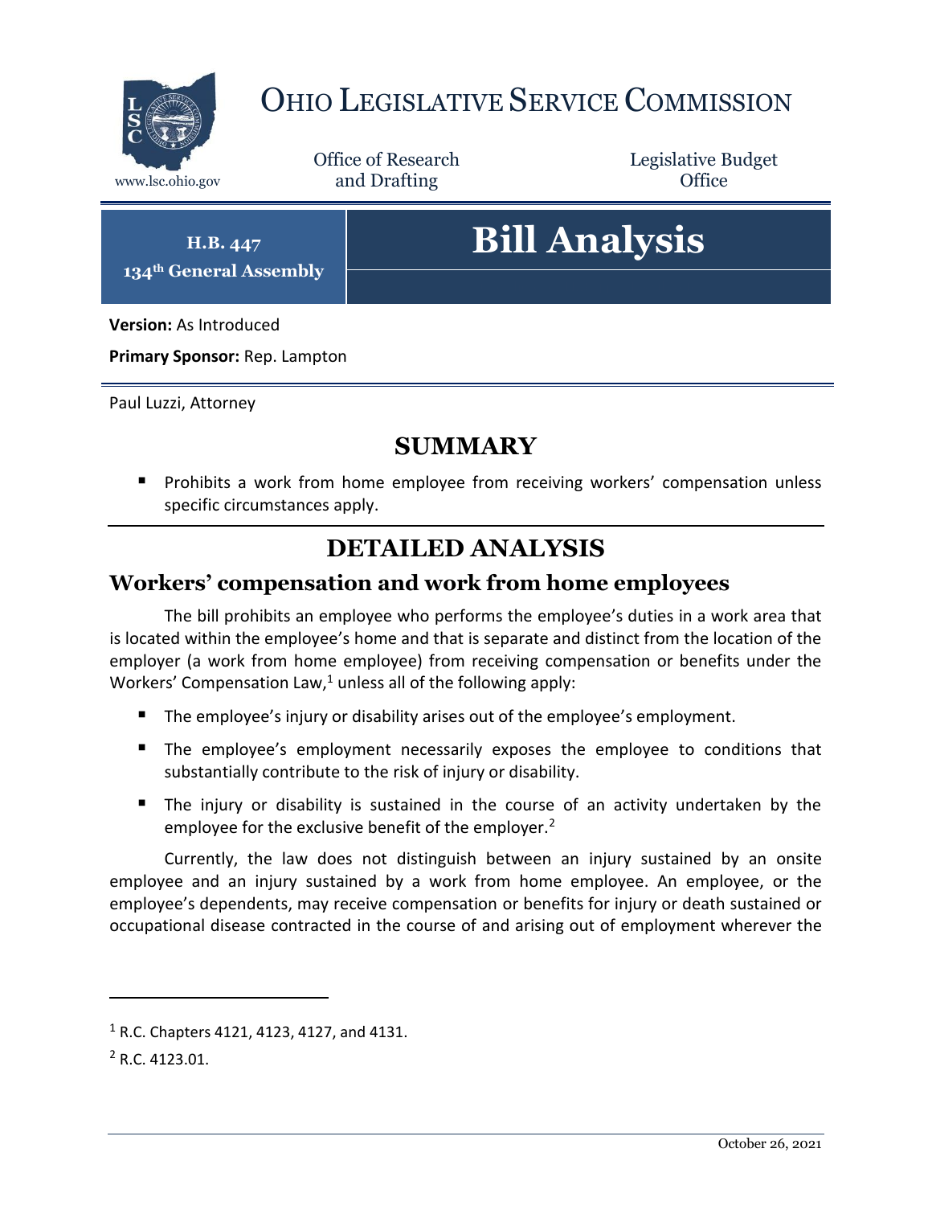# OHIO LEGISLATIVE SERVICE COMMISSION

www.lsc.ohio.gov

Office of Research and Drafting

Legislative Budget Office

**H.B. 447**
**134th General Assembly**

# Bill Analysis

**Version:** As Introduced

**Primary Sponsor:** Rep. Lampton

Paul Luzzi, Attorney

## SUMMARY

- Prohibits a work from home employee from receiving workers' compensation unless specific circumstances apply.

## DETAILED ANALYSIS

### Workers' compensation and work from home employees

The bill prohibits an employee who performs the employee's duties in a work area that is located within the employee's home and that is separate and distinct from the location of the employer (a work from home employee) from receiving compensation or benefits under the Workers' Compensation Law,[1] unless all of the following apply:

- The employee's injury or disability arises out of the employee's employment.
- The employee's employment necessarily exposes the employee to conditions that substantially contribute to the risk of injury or disability.
- The injury or disability is sustained in the course of an activity undertaken by the employee for the exclusive benefit of the employer.[2]

Currently, the law does not distinguish between an injury sustained by an onsite employee and an injury sustained by a work from home employee. An employee, or the employee's dependents, may receive compensation or benefits for injury or death sustained or occupational disease contracted in the course of and arising out of employment wherever the

[1] R.C. Chapters 4121, 4123, 4127, and 4131.

[2] R.C. 4123.01.

October 26, 2021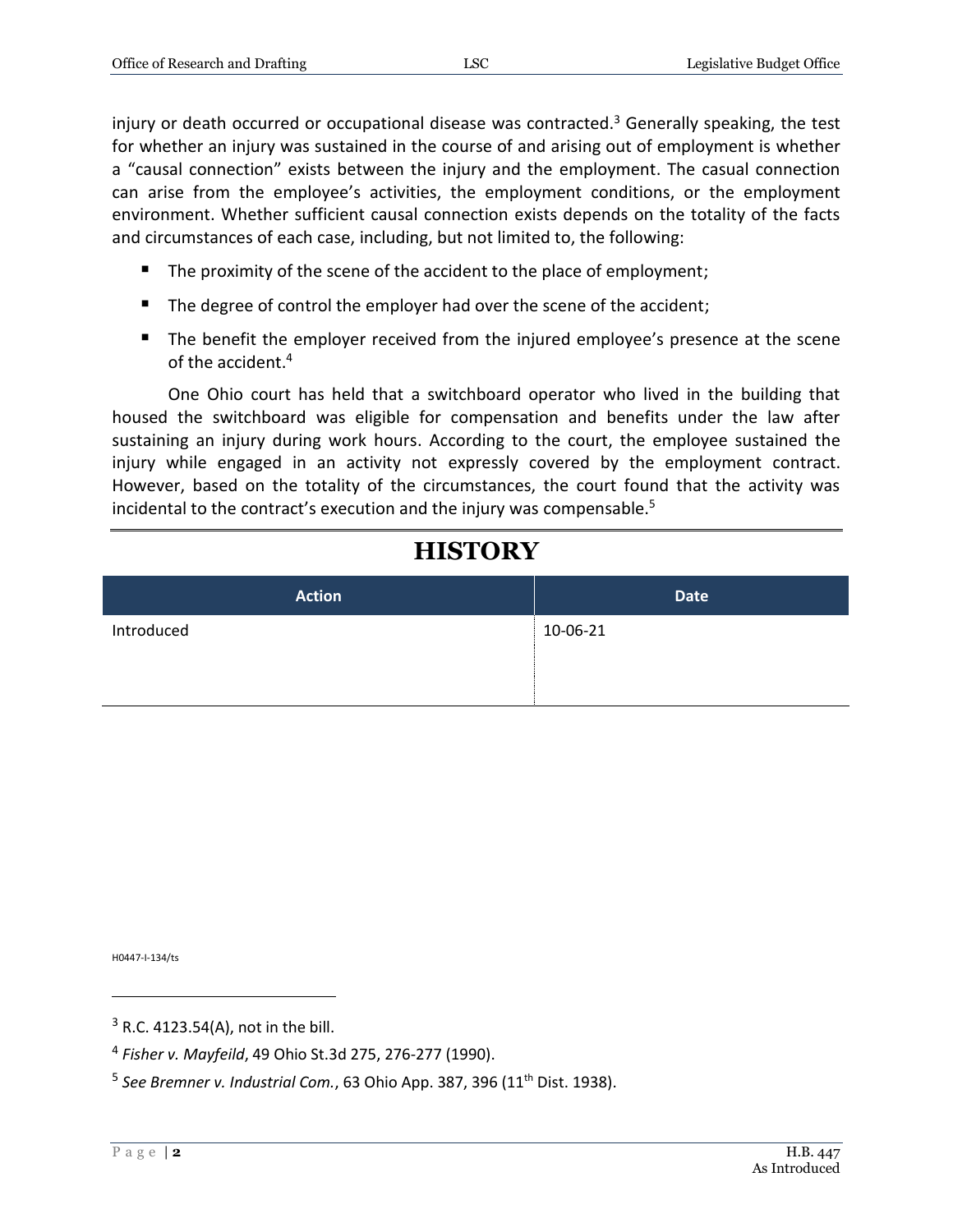injury or death occurred or occupational disease was contracted.[3] Generally speaking, the test for whether an injury was sustained in the course of and arising out of employment is whether a "causal connection" exists between the injury and the employment. The casual connection can arise from the employee's activities, the employment conditions, or the employment environment. Whether sufficient causal connection exists depends on the totality of the facts and circumstances of each case, including, but not limited to, the following:

- The proximity of the scene of the accident to the place of employment;
- The degree of control the employer had over the scene of the accident;
- The benefit the employer received from the injured employee's presence at the scene of the accident.[4]

One Ohio court has held that a switchboard operator who lived in the building that housed the switchboard was eligible for compensation and benefits under the law after sustaining an injury during work hours. According to the court, the employee sustained the injury while engaged in an activity not expressly covered by the employment contract. However, based on the totality of the circumstances, the court found that the activity was incidental to the contract's execution and the injury was compensable.[5]

## HISTORY

| Action | Date |
|---|---|
| Introduced | 10-06-21 |

H0447-I-134/ts

[3] R.C. 4123.54(A), not in the bill.

[4] *Fisher v. Mayfeild*, 49 Ohio St.3d 275, 276-277 (1990).

[5] *See Bremner v. Industrial Com.*, 63 Ohio App. 387, 396 (11th Dist. 1938).